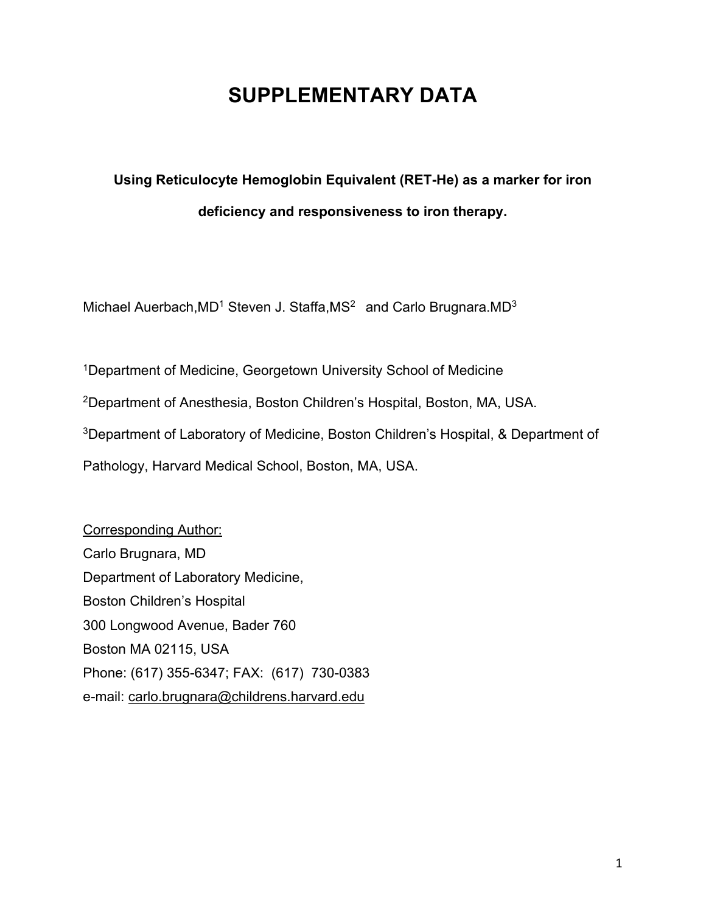# SUPPLEMENTARY DATA

**Using Reticulocyte Hemoglobin Equivalent (RET-He) as a marker for iron deficiency and responsiveness to iron therapy.**

Michael Auerbach,MD[1] Steven J. Staffa,MS[2] and Carlo Brugnara.MD[3]

[1]Department of Medicine, Georgetown University School of Medicine

[2]Department of Anesthesia, Boston Children's Hospital, Boston, MA, USA.

[3]Department of Laboratory of Medicine, Boston Children's Hospital, & Department of Pathology, Harvard Medical School, Boston, MA, USA.

<u>Corresponding Author:</u>
Carlo Brugnara, MD
Department of Laboratory Medicine,
Boston Children's Hospital
300 Longwood Avenue, Bader 760
Boston MA 02115, USA
Phone: (617) 355-6347; FAX: (617) 730-0383
e-mail: carlo.brugnara@childrens.harvard.edu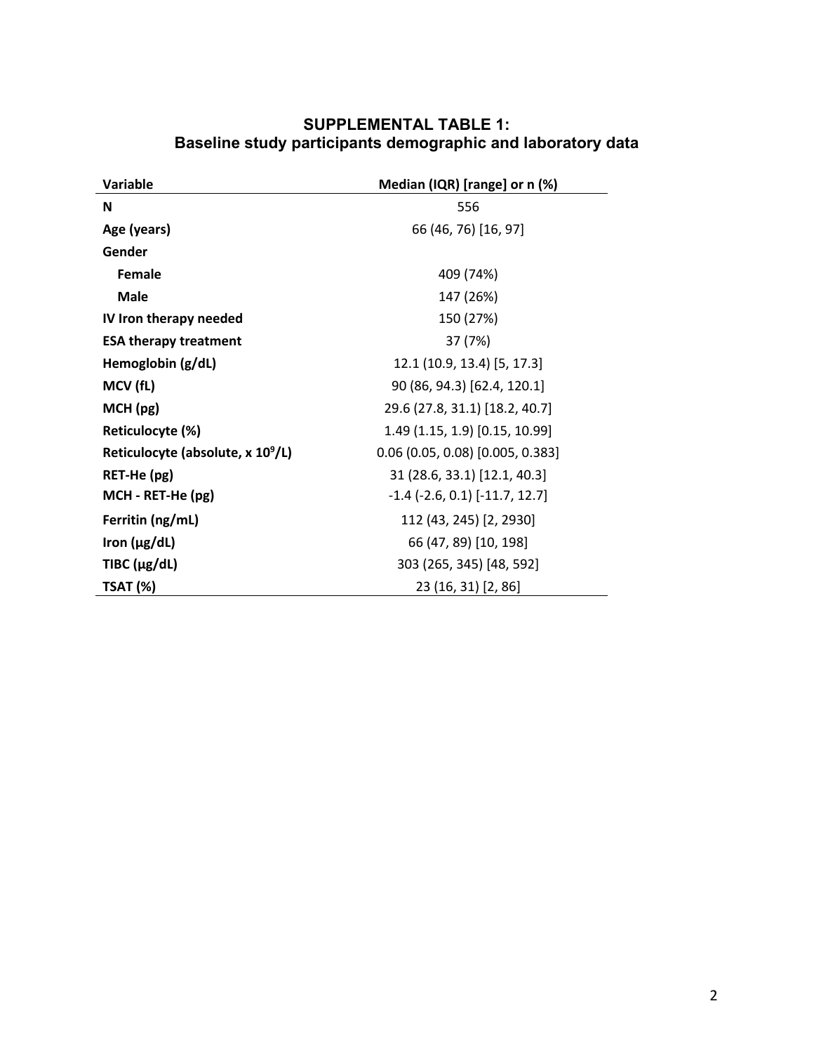**SUPPLEMENTAL TABLE 1:**
**Baseline study participants demographic and laboratory data**

| Variable | Median (IQR) [range] or n (%) |
|---|---|
| **N** | 556 |
| **Age (years)** | 66 (46, 76) [16, 97] |
| **Gender** | |
| **Female** | 409 (74%) |
| **Male** | 147 (26%) |
| **IV Iron therapy needed** | 150 (27%) |
| **ESA therapy treatment** | 37 (7%) |
| **Hemoglobin (g/dL)** | 12.1 (10.9, 13.4) [5, 17.3] |
| **MCV (fL)** | 90 (86, 94.3) [62.4, 120.1] |
| **MCH (pg)** | 29.6 (27.8, 31.1) [18.2, 40.7] |
| **Reticulocyte (%)** | 1.49 (1.15, 1.9) [0.15, 10.99] |
| **Reticulocyte (absolute, x $10^9$/L)** | 0.06 (0.05, 0.08) [0.005, 0.383] |
| **RET-He (pg)** | 31 (28.6, 33.1) [12.1, 40.3] |
| **MCH - RET-He (pg)** | -1.4 (-2.6, 0.1) [-11.7, 12.7] |
| **Ferritin (ng/mL)** | 112 (43, 245) [2, 2930] |
| **Iron (μg/dL)** | 66 (47, 89) [10, 198] |
| **TIBC (μg/dL)** | 303 (265, 345) [48, 592] |
| **TSAT (%)** | 23 (16, 31) [2, 86] |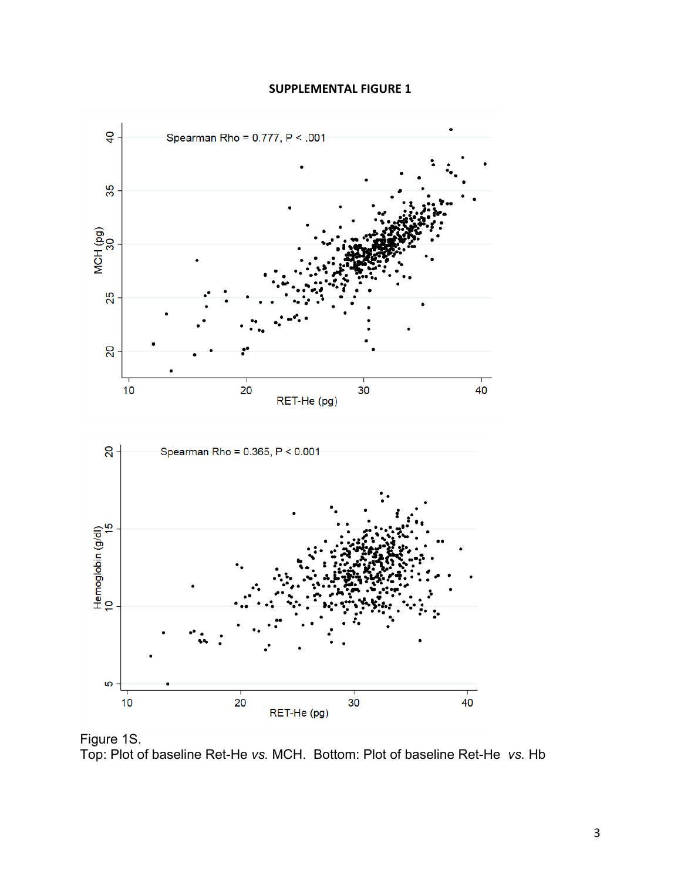**SUPPLEMENTAL FIGURE 1**

Figure 1S.
Top: Plot of baseline Ret-He *vs.* MCH. Bottom: Plot of baseline Ret-He *vs.* Hb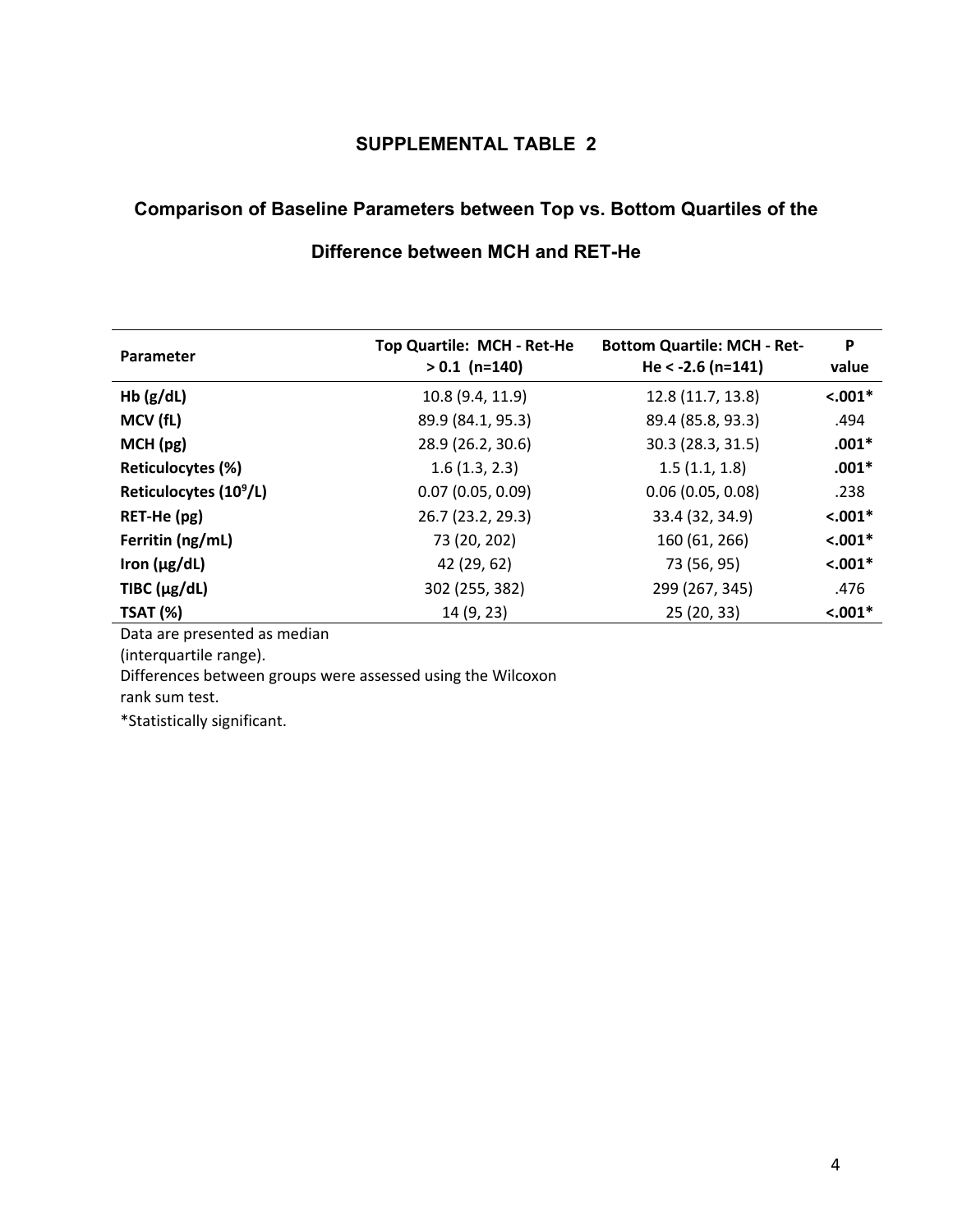## SUPPLEMENTAL TABLE 2

### Comparison of Baseline Parameters between Top vs. Bottom Quartiles of the Difference between MCH and RET-He

| Parameter | Top Quartile: MCH - Ret-He > 0.1 (n=140) | Bottom Quartile: MCH - Ret-He < -2.6 (n=141) | P value |
|---|---|---|---|
| **Hb (g/dL)** | 10.8 (9.4, 11.9) | 12.8 (11.7, 13.8) | **<.001*** |
| **MCV (fL)** | 89.9 (84.1, 95.3) | 89.4 (85.8, 93.3) | .494 |
| **MCH (pg)** | 28.9 (26.2, 30.6) | 30.3 (28.3, 31.5) | **.001*** |
| **Reticulocytes (%)** | 1.6 (1.3, 2.3) | 1.5 (1.1, 1.8) | **.001*** |
| **Reticulocytes ($10^9$/L)** | 0.07 (0.05, 0.09) | 0.06 (0.05, 0.08) | .238 |
| **RET-He (pg)** | 26.7 (23.2, 29.3) | 33.4 (32, 34.9) | **<.001*** |
| **Ferritin (ng/mL)** | 73 (20, 202) | 160 (61, 266) | **<.001*** |
| **Iron (μg/dL)** | 42 (29, 62) | 73 (56, 95) | **<.001*** |
| **TIBC (μg/dL)** | 302 (255, 382) | 299 (267, 345) | .476 |
| **TSAT (%)** | 14 (9, 23) | 25 (20, 33) | **<.001*** |

Data are presented as median (interquartile range).

Differences between groups were assessed using the Wilcoxon rank sum test.

*Statistically significant.